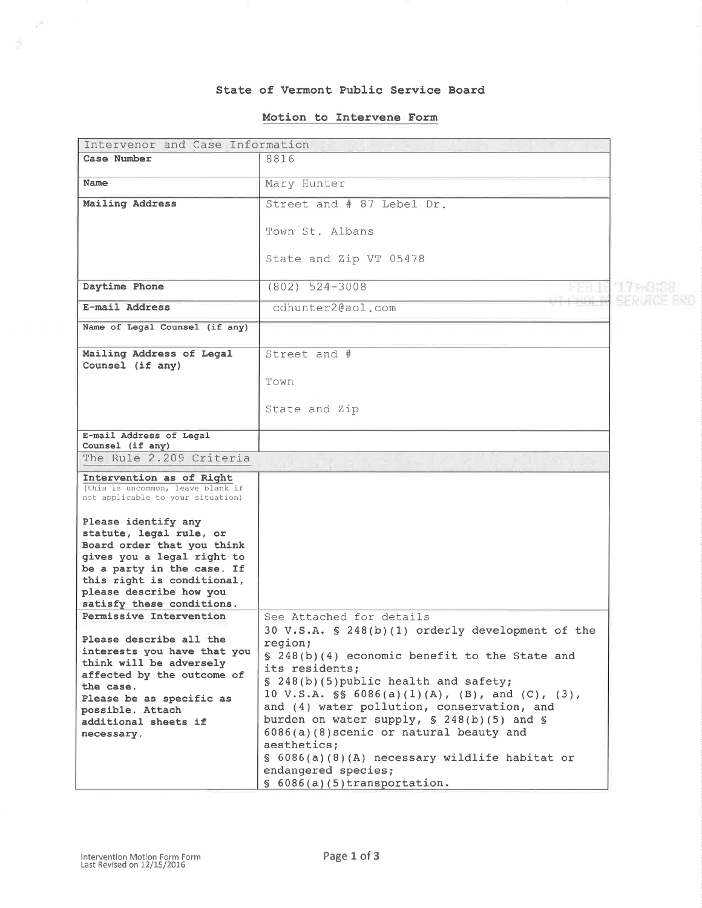# State of Vermont Public Service Board

## Motion to Intervene Form

| Intervenor and Case Information | |
|---|---|
| **Case Number** | 8816 |
| **Name** | Mary Hunter |
| **Mailing Address** | Street and # 87 Lebel Dr.<br><br>Town St. Albans<br><br>State and Zip VT 05478 |
| **Daytime Phone** | (802) 524-3008 |
| **E-mail Address** | cdhunter2@aol.com |
| **Name of Legal Counsel (if any)** | |
| **Mailing Address of Legal Counsel (if any)** | Street and #<br><br>Town<br><br>State and Zip |
| **E-mail Address of Legal Counsel (if any)** | |
| **The Rule 2.209 Criteria** | |
| **Intervention as of Right**<br>(this is uncommon, leave blank if not applicable to your situation)<br><br>**Please identify any statute, legal rule, or Board order that you think gives you a legal right to be a party in the case. If this right is conditional, please describe how you satisfy these conditions.** | |
| **Permissive Intervention**<br><br>**Please describe all the interests you have that you think will be adversely affected by the outcome of the case.**<br>**Please be as specific as possible. Attach additional sheets if necessary.** | See Attached for details<br>30 V.S.A. § 248(b)(1) orderly development of the region;<br>§ 248(b)(4) economic benefit to the State and its residents;<br>§ 248(b)(5)public health and safety;<br>10 V.S.A. §§ 6086(a)(1)(A), (B), and (C), (3), and (4) water pollution, conservation, and burden on water supply, § 248(b)(5) and § 6086(a)(8)scenic or natural beauty and aesthetics;<br>§ 6086(a)(8)(A) necessary wildlife habitat or endangered species;<br>§ 6086(a)(5)transportation. |

FEB 16 '17 PM3:38
VT PUBLIC SERVICE BRD

Intervention Motion Form Form
Last Revised on 12/15/2016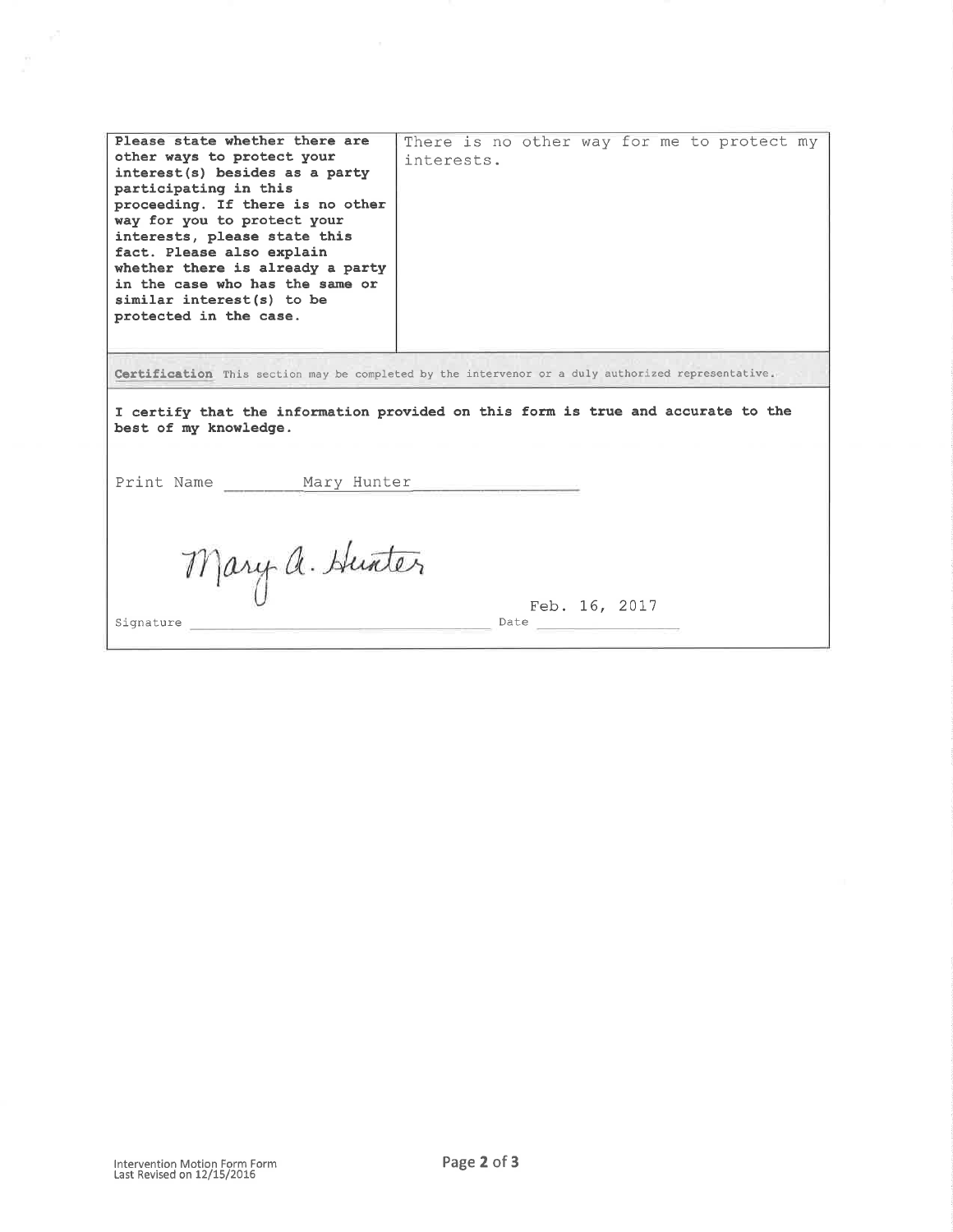| **Please state whether there are other ways to protect your interest(s) besides as a party participating in this proceeding. If there is no other way for you to protect your interests, please state this fact. Please also explain whether there is already a party in the case who has the same or similar interest(s) to be protected in the case.** | There is no other way for me to protect my interests. |
| --- | --- |

**Certification** This section may be completed by the intervenor or a duly authorized representative.

**I certify that the information provided on this form is true and accurate to the best of my knowledge.**

Print Name Mary Hunter

Signature Mary A. Hunter Date Feb. 16, 2017

Intervention Motion Form Form
Last Revised on 12/15/2016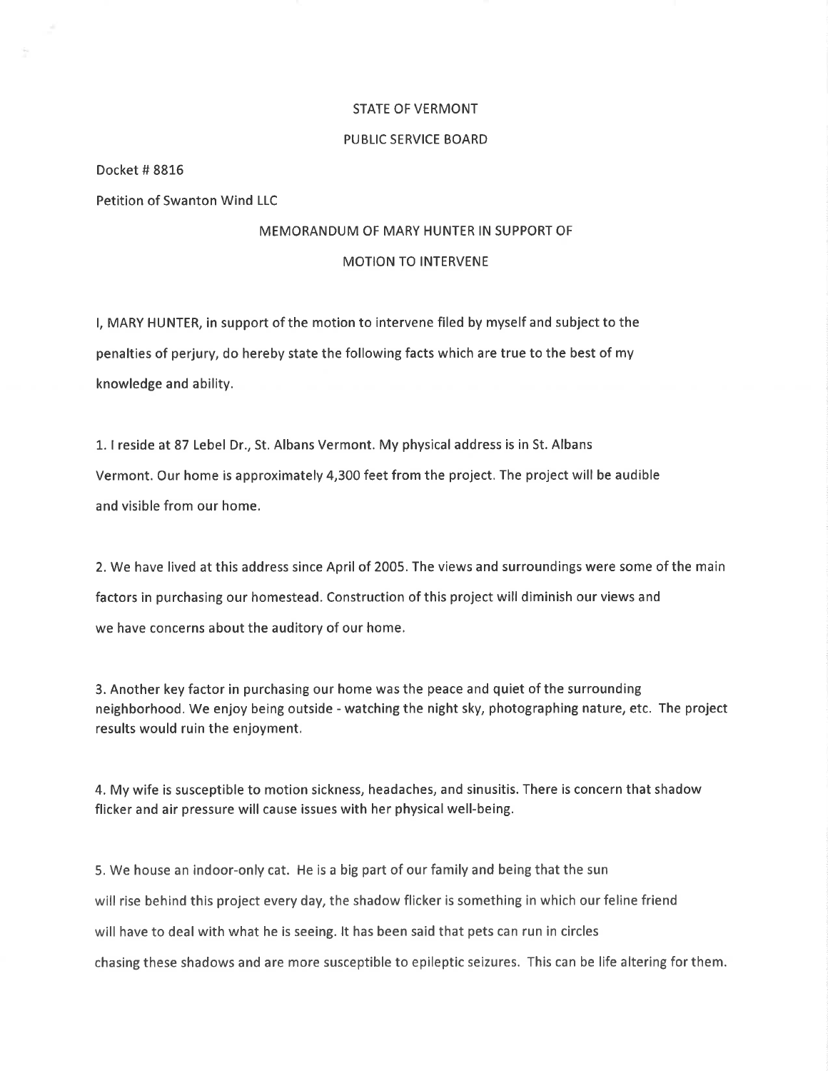STATE OF VERMONT

PUBLIC SERVICE BOARD

Docket # 8816

Petition of Swanton Wind LLC

MEMORANDUM OF MARY HUNTER IN SUPPORT OF

MOTION TO INTERVENE

I, MARY HUNTER, in support of the motion to intervene filed by myself and subject to the penalties of perjury, do hereby state the following facts which are true to the best of my knowledge and ability.

1. I reside at 87 Lebel Dr., St. Albans Vermont. My physical address is in St. Albans Vermont. Our home is approximately 4,300 feet from the project. The project will be audible and visible from our home.

2. We have lived at this address since April of 2005. The views and surroundings were some of the main factors in purchasing our homestead. Construction of this project will diminish our views and we have concerns about the auditory of our home.

3. Another key factor in purchasing our home was the peace and quiet of the surrounding neighborhood. We enjoy being outside - watching the night sky, photographing nature, etc. The project results would ruin the enjoyment.

4. My wife is susceptible to motion sickness, headaches, and sinusitis. There is concern that shadow flicker and air pressure will cause issues with her physical well-being.

5. We house an indoor-only cat. He is a big part of our family and being that the sun will rise behind this project every day, the shadow flicker is something in which our feline friend will have to deal with what he is seeing. It has been said that pets can run in circles chasing these shadows and are more susceptible to epileptic seizures. This can be life altering for them.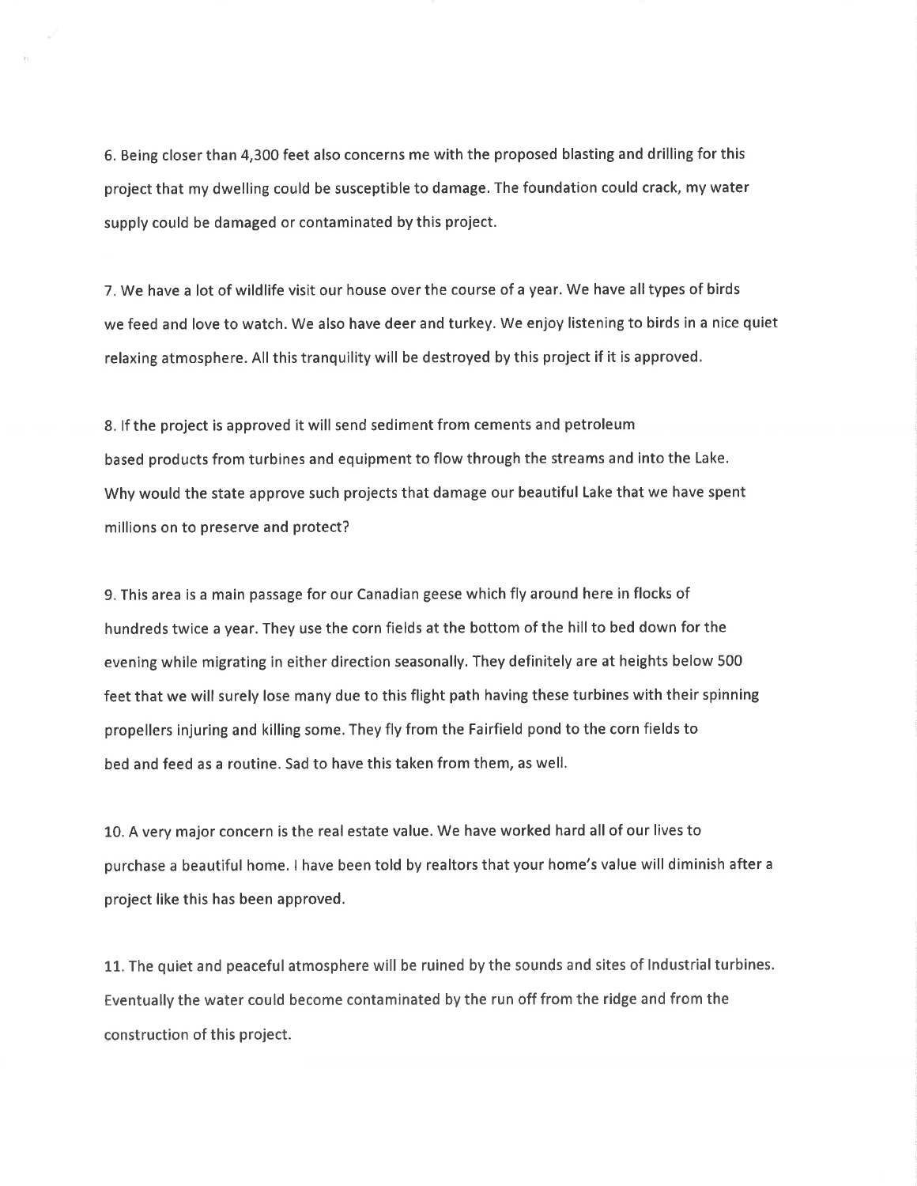6. Being closer than 4,300 feet also concerns me with the proposed blasting and drilling for this project that my dwelling could be susceptible to damage. The foundation could crack, my water supply could be damaged or contaminated by this project.

7. We have a lot of wildlife visit our house over the course of a year. We have all types of birds we feed and love to watch. We also have deer and turkey. We enjoy listening to birds in a nice quiet relaxing atmosphere. All this tranquility will be destroyed by this project if it is approved.

8. If the project is approved it will send sediment from cements and petroleum based products from turbines and equipment to flow through the streams and into the Lake. Why would the state approve such projects that damage our beautiful Lake that we have spent millions on to preserve and protect?

9. This area is a main passage for our Canadian geese which fly around here in flocks of hundreds twice a year. They use the corn fields at the bottom of the hill to bed down for the evening while migrating in either direction seasonally. They definitely are at heights below 500 feet that we will surely lose many due to this flight path having these turbines with their spinning propellers injuring and killing some. They fly from the Fairfield pond to the corn fields to bed and feed as a routine. Sad to have this taken from them, as well.

10. A very major concern is the real estate value. We have worked hard all of our lives to purchase a beautiful home. I have been told by realtors that your home's value will diminish after a project like this has been approved.

11. The quiet and peaceful atmosphere will be ruined by the sounds and sites of Industrial turbines. Eventually the water could become contaminated by the run off from the ridge and from the construction of this project.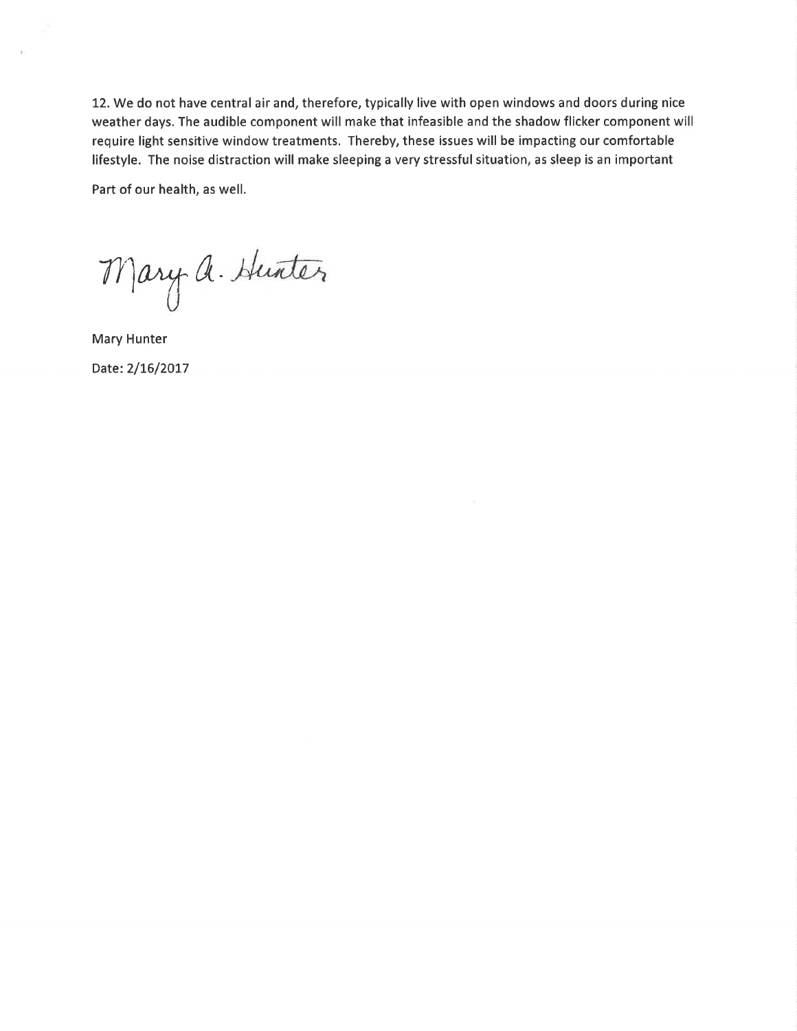12. We do not have central air and, therefore, typically live with open windows and doors during nice weather days. The audible component will make that infeasible and the shadow flicker component will require light sensitive window treatments. Thereby, these issues will be impacting our comfortable lifestyle. The noise distraction will make sleeping a very stressful situation, as sleep is an important

Part of our health, as well.

Mary A. Hunter

Mary Hunter

Date: 2/16/2017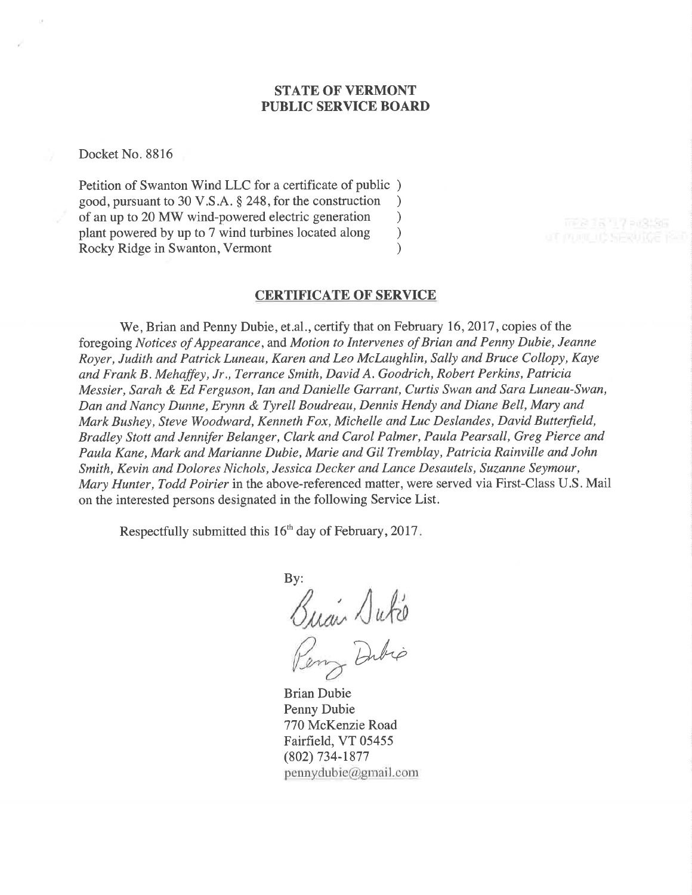**STATE OF VERMONT**
**PUBLIC SERVICE BOARD**

Docket No. 8816

Petition of Swanton Wind LLC for a certificate of public )
good, pursuant to 30 V.S.A. § 248, for the construction )
of an up to 20 MW wind-powered electric generation )
plant powered by up to 7 wind turbines located along )
Rocky Ridge in Swanton, Vermont )

## CERTIFICATE OF SERVICE

We, Brian and Penny Dubie, et.al., certify that on February 16, 2017, copies of the foregoing *Notices of Appearance*, and *Motion to Intervenes of Brian and Penny Dubie, Jeanne Royer, Judith and Patrick Luneau, Karen and Leo McLaughlin, Sally and Bruce Collopy, Kaye and Frank B. Mehaffey, Jr., Terrance Smith, David A. Goodrich, Robert Perkins, Patricia Messier, Sarah & Ed Ferguson, Ian and Danielle Garrant, Curtis Swan and Sara Luneau-Swan, Dan and Nancy Dunne, Erynn & Tyrell Boudreau, Dennis Hendy and Diane Bell, Mary and Mark Bushey, Steve Woodward, Kenneth Fox, Michelle and Luc Deslandes, David Butterfield, Bradley Stott and Jennifer Belanger, Clark and Carol Palmer, Paula Pearsall, Greg Pierce and Paula Kane, Mark and Marianne Dubie, Marie and Gil Tremblay, Patricia Rainville and John Smith, Kevin and Dolores Nichols, Jessica Decker and Lance Desautels, Suzanne Seymour, Mary Hunter, Todd Poirier* in the above-referenced matter, were served via First-Class U.S. Mail on the interested persons designated in the following Service List.

Respectfully submitted this 16th day of February, 2017.

By:

Brian Dubie
Penny Dubie
770 McKenzie Road
Fairfield, VT 05455
(802) 734-1877
pennydubie@gmail.com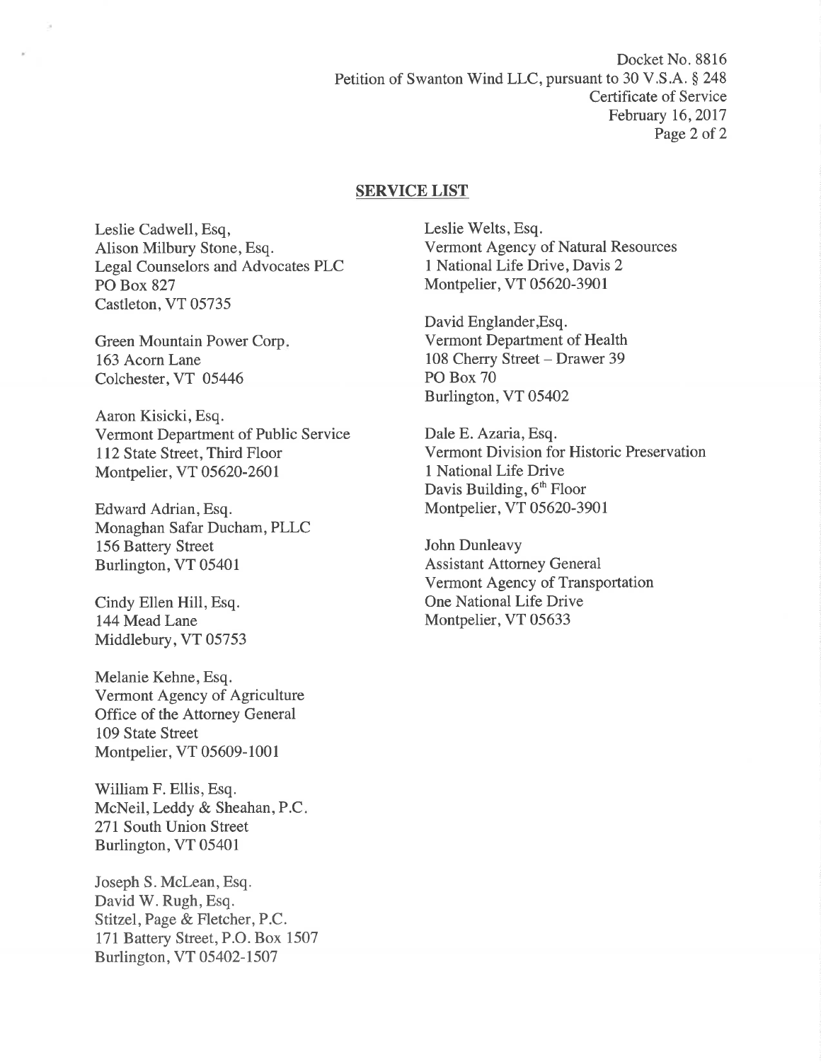Docket No. 8816
Petition of Swanton Wind LLC, pursuant to 30 V.S.A. § 248
Certificate of Service
February 16, 2017

**SERVICE LIST**

Leslie Cadwell, Esq,
Alison Milbury Stone, Esq.
Legal Counselors and Advocates PLC
PO Box 827
Castleton, VT 05735

Green Mountain Power Corp.
163 Acorn Lane
Colchester, VT 05446

Aaron Kisicki, Esq.
Vermont Department of Public Service
112 State Street, Third Floor
Montpelier, VT 05620-2601

Edward Adrian, Esq.
Monaghan Safar Ducham, PLLC
156 Battery Street
Burlington, VT 05401

Cindy Ellen Hill, Esq.
144 Mead Lane
Middlebury, VT 05753

Melanie Kehne, Esq.
Vermont Agency of Agriculture
Office of the Attorney General
109 State Street
Montpelier, VT 05609-1001

William F. Ellis, Esq.
McNeil, Leddy & Sheahan, P.C.
271 South Union Street
Burlington, VT 05401

Joseph S. McLean, Esq.
David W. Rugh, Esq.
Stitzel, Page & Fletcher, P.C.
171 Battery Street, P.O. Box 1507
Burlington, VT 05402-1507

Leslie Welts, Esq.
Vermont Agency of Natural Resources
1 National Life Drive, Davis 2
Montpelier, VT 05620-3901

David Englander,Esq.
Vermont Department of Health
108 Cherry Street – Drawer 39
PO Box 70
Burlington, VT 05402

Dale E. Azaria, Esq.
Vermont Division for Historic Preservation
1 National Life Drive
Davis Building, 6th Floor
Montpelier, VT 05620-3901

John Dunleavy
Assistant Attorney General
Vermont Agency of Transportation
One National Life Drive
Montpelier, VT 05633